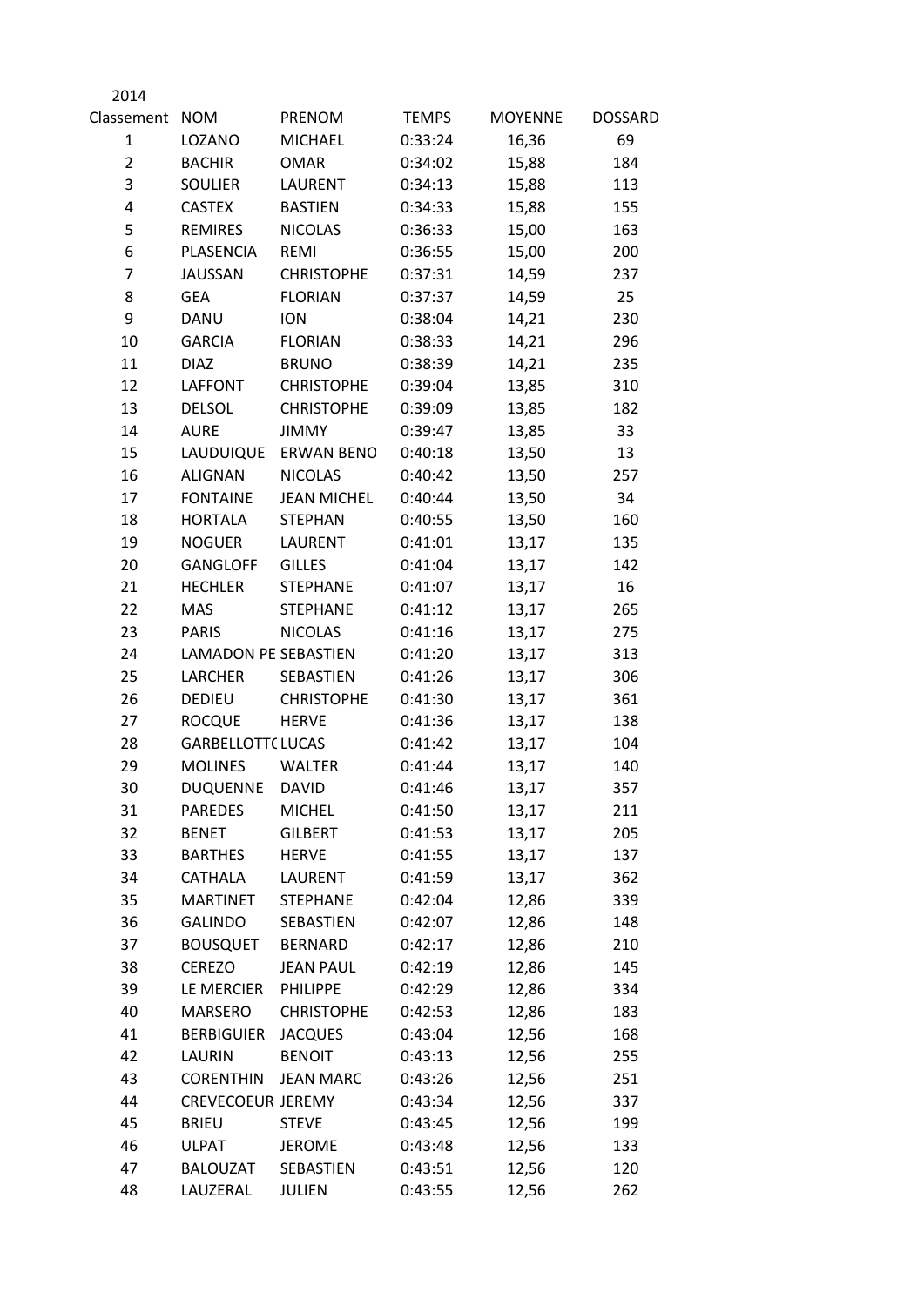2014

| Classement | NOM | PRENOM | TEMPS | MOYENNE | DOSSARD |
|---|---|---|---|---|---|
| 1 | LOZANO | MICHAEL | 0:33:24 | 16,36 | 69 |
| 2 | BACHIR | OMAR | 0:34:02 | 15,88 | 184 |
| 3 | SOULIER | LAURENT | 0:34:13 | 15,88 | 113 |
| 4 | CASTEX | BASTIEN | 0:34:33 | 15,88 | 155 |
| 5 | REMIRES | NICOLAS | 0:36:33 | 15,00 | 163 |
| 6 | PLASENCIA | REMI | 0:36:55 | 15,00 | 200 |
| 7 | JAUSSAN | CHRISTOPHE | 0:37:31 | 14,59 | 237 |
| 8 | GEA | FLORIAN | 0:37:37 | 14,59 | 25 |
| 9 | DANU | ION | 0:38:04 | 14,21 | 230 |
| 10 | GARCIA | FLORIAN | 0:38:33 | 14,21 | 296 |
| 11 | DIAZ | BRUNO | 0:38:39 | 14,21 | 235 |
| 12 | LAFFONT | CHRISTOPHE | 0:39:04 | 13,85 | 310 |
| 13 | DELSOL | CHRISTOPHE | 0:39:09 | 13,85 | 182 |
| 14 | AURE | JIMMY | 0:39:47 | 13,85 | 33 |
| 15 | LAUDUIQUE | ERWAN BENO | 0:40:18 | 13,50 | 13 |
| 16 | ALIGNAN | NICOLAS | 0:40:42 | 13,50 | 257 |
| 17 | FONTAINE | JEAN MICHEL | 0:40:44 | 13,50 | 34 |
| 18 | HORTALA | STEPHAN | 0:40:55 | 13,50 | 160 |
| 19 | NOGUER | LAURENT | 0:41:01 | 13,17 | 135 |
| 20 | GANGLOFF | GILLES | 0:41:04 | 13,17 | 142 |
| 21 | HECHLER | STEPHANE | 0:41:07 | 13,17 | 16 |
| 22 | MAS | STEPHANE | 0:41:12 | 13,17 | 265 |
| 23 | PARIS | NICOLAS | 0:41:16 | 13,17 | 275 |
| 24 | LAMADON PE | SEBASTIEN | 0:41:20 | 13,17 | 313 |
| 25 | LARCHER | SEBASTIEN | 0:41:26 | 13,17 | 306 |
| 26 | DEDIEU | CHRISTOPHE | 0:41:30 | 13,17 | 361 |
| 27 | ROCQUE | HERVE | 0:41:36 | 13,17 | 138 |
| 28 | GARBELLOTT( | LUCAS | 0:41:42 | 13,17 | 104 |
| 29 | MOLINES | WALTER | 0:41:44 | 13,17 | 140 |
| 30 | DUQUENNE | DAVID | 0:41:46 | 13,17 | 357 |
| 31 | PAREDES | MICHEL | 0:41:50 | 13,17 | 211 |
| 32 | BENET | GILBERT | 0:41:53 | 13,17 | 205 |
| 33 | BARTHES | HERVE | 0:41:55 | 13,17 | 137 |
| 34 | CATHALA | LAURENT | 0:41:59 | 13,17 | 362 |
| 35 | MARTINET | STEPHANE | 0:42:04 | 12,86 | 339 |
| 36 | GALINDO | SEBASTIEN | 0:42:07 | 12,86 | 148 |
| 37 | BOUSQUET | BERNARD | 0:42:17 | 12,86 | 210 |
| 38 | CEREZO | JEAN PAUL | 0:42:19 | 12,86 | 145 |
| 39 | LE MERCIER | PHILIPPE | 0:42:29 | 12,86 | 334 |
| 40 | MARSERO | CHRISTOPHE | 0:42:53 | 12,86 | 183 |
| 41 | BERBIGUIER | JACQUES | 0:43:04 | 12,56 | 168 |
| 42 | LAURIN | BENOIT | 0:43:13 | 12,56 | 255 |
| 43 | CORENTHIN | JEAN MARC | 0:43:26 | 12,56 | 251 |
| 44 | CREVECOEUR | JEREMY | 0:43:34 | 12,56 | 337 |
| 45 | BRIEU | STEVE | 0:43:45 | 12,56 | 199 |
| 46 | ULPAT | JEROME | 0:43:48 | 12,56 | 133 |
| 47 | BALOUZAT | SEBASTIEN | 0:43:51 | 12,56 | 120 |
| 48 | LAUZERAL | JULIEN | 0:43:55 | 12,56 | 262 |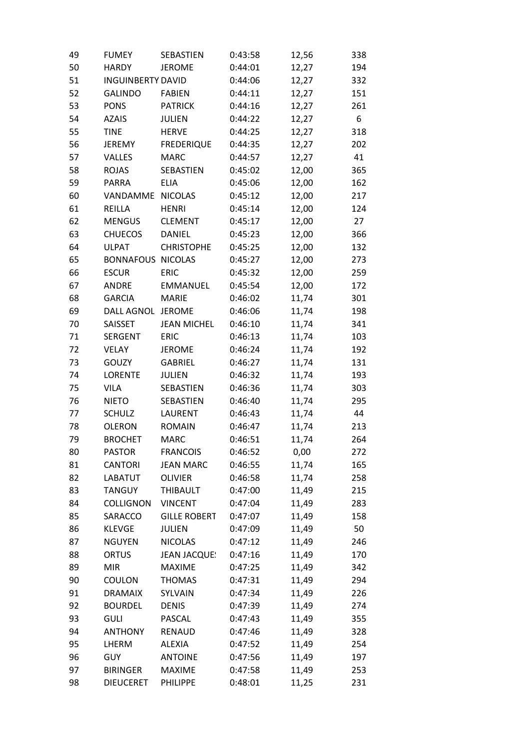| | | | | | |
|---|---|---|---|---|---|
| 49 | FUMEY | SEBASTIEN | 0:43:58 | 12,56 | 338 |
| 50 | HARDY | JEROME | 0:44:01 | 12,27 | 194 |
| 51 | INGUINBERTY | DAVID | 0:44:06 | 12,27 | 332 |
| 52 | GALINDO | FABIEN | 0:44:11 | 12,27 | 151 |
| 53 | PONS | PATRICK | 0:44:16 | 12,27 | 261 |
| 54 | AZAIS | JULIEN | 0:44:22 | 12,27 | 6 |
| 55 | TINE | HERVE | 0:44:25 | 12,27 | 318 |
| 56 | JEREMY | FREDERIQUE | 0:44:35 | 12,27 | 202 |
| 57 | VALLES | MARC | 0:44:57 | 12,27 | 41 |
| 58 | ROJAS | SEBASTIEN | 0:45:02 | 12,00 | 365 |
| 59 | PARRA | ELIA | 0:45:06 | 12,00 | 162 |
| 60 | VANDAMME | NICOLAS | 0:45:12 | 12,00 | 217 |
| 61 | REILLA | HENRI | 0:45:14 | 12,00 | 124 |
| 62 | MENGUS | CLEMENT | 0:45:17 | 12,00 | 27 |
| 63 | CHUECOS | DANIEL | 0:45:23 | 12,00 | 366 |
| 64 | ULPAT | CHRISTOPHE | 0:45:25 | 12,00 | 132 |
| 65 | BONNAFOUS | NICOLAS | 0:45:27 | 12,00 | 273 |
| 66 | ESCUR | ERIC | 0:45:32 | 12,00 | 259 |
| 67 | ANDRE | EMMANUEL | 0:45:54 | 12,00 | 172 |
| 68 | GARCIA | MARIE | 0:46:02 | 11,74 | 301 |
| 69 | DALL AGNOL | JEROME | 0:46:06 | 11,74 | 198 |
| 70 | SAISSET | JEAN MICHEL | 0:46:10 | 11,74 | 341 |
| 71 | SERGENT | ERIC | 0:46:13 | 11,74 | 103 |
| 72 | VELAY | JEROME | 0:46:24 | 11,74 | 192 |
| 73 | GOUZY | GABRIEL | 0:46:27 | 11,74 | 131 |
| 74 | LORENTE | JULIEN | 0:46:32 | 11,74 | 193 |
| 75 | VILA | SEBASTIEN | 0:46:36 | 11,74 | 303 |
| 76 | NIETO | SEBASTIEN | 0:46:40 | 11,74 | 295 |
| 77 | SCHULZ | LAURENT | 0:46:43 | 11,74 | 44 |
| 78 | OLERON | ROMAIN | 0:46:47 | 11,74 | 213 |
| 79 | BROCHET | MARC | 0:46:51 | 11,74 | 264 |
| 80 | PASTOR | FRANCOIS | 0:46:52 | 0,00 | 272 |
| 81 | CANTORI | JEAN MARC | 0:46:55 | 11,74 | 165 |
| 82 | LABATUT | OLIVIER | 0:46:58 | 11,74 | 258 |
| 83 | TANGUY | THIBAULT | 0:47:00 | 11,49 | 215 |
| 84 | COLLIGNON | VINCENT | 0:47:04 | 11,49 | 283 |
| 85 | SARACCO | GILLE ROBERT | 0:47:07 | 11,49 | 158 |
| 86 | KLEVGE | JULIEN | 0:47:09 | 11,49 | 50 |
| 87 | NGUYEN | NICOLAS | 0:47:12 | 11,49 | 246 |
| 88 | ORTUS | JEAN JACQUE! | 0:47:16 | 11,49 | 170 |
| 89 | MIR | MAXIME | 0:47:25 | 11,49 | 342 |
| 90 | COULON | THOMAS | 0:47:31 | 11,49 | 294 |
| 91 | DRAMAIX | SYLVAIN | 0:47:34 | 11,49 | 226 |
| 92 | BOURDEL | DENIS | 0:47:39 | 11,49 | 274 |
| 93 | GULI | PASCAL | 0:47:43 | 11,49 | 355 |
| 94 | ANTHONY | RENAUD | 0:47:46 | 11,49 | 328 |
| 95 | LHERM | ALEXIA | 0:47:52 | 11,49 | 254 |
| 96 | GUY | ANTOINE | 0:47:56 | 11,49 | 197 |
| 97 | BIRINGER | MAXIME | 0:47:58 | 11,49 | 253 |
| 98 | DIEUCERET | PHILIPPE | 0:48:01 | 11,25 | 231 |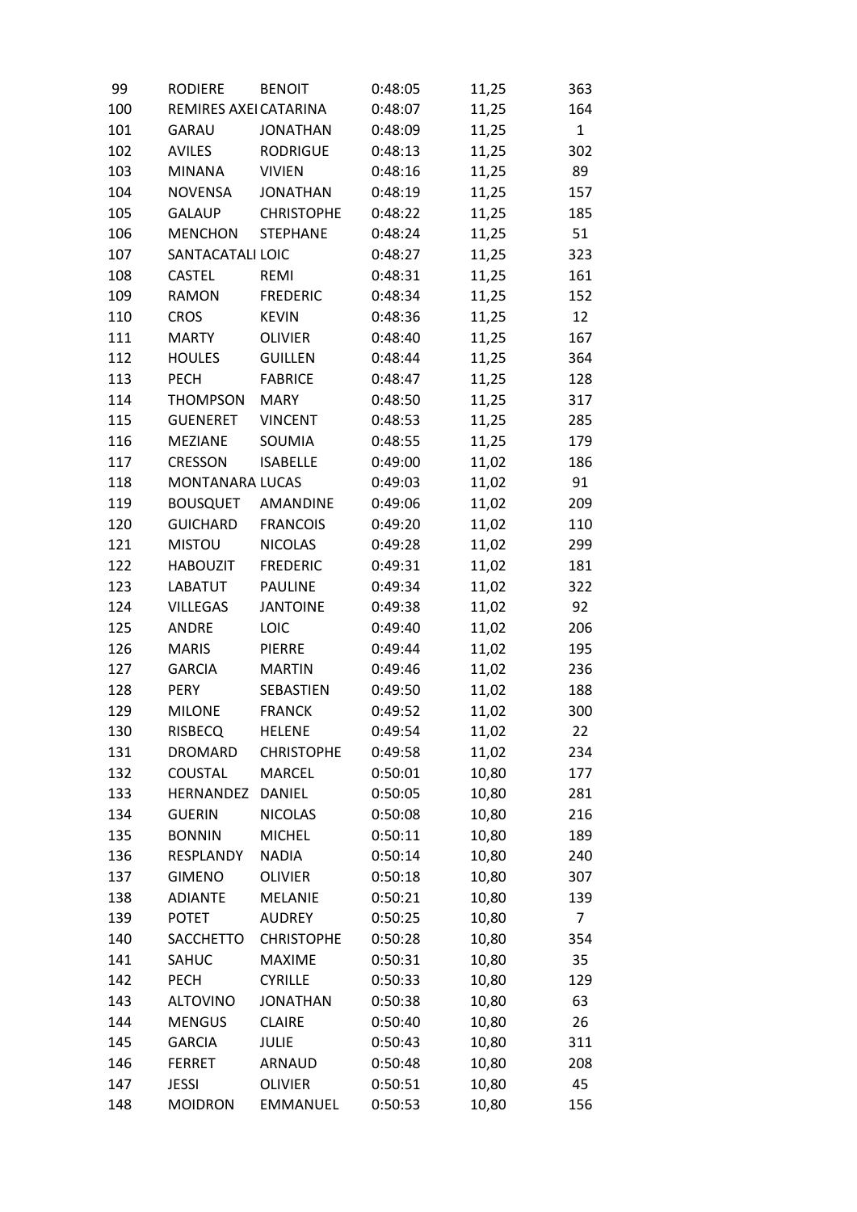| 99 | RODIERE | BENOIT | 0:48:05 | 11,25 | 363 |
|---|---|---|---|---|---|
| 100 | REMIRES AXEI | CATARINA | 0:48:07 | 11,25 | 164 |
| 101 | GARAU | JONATHAN | 0:48:09 | 11,25 | 1 |
| 102 | AVILES | RODRIGUE | 0:48:13 | 11,25 | 302 |
| 103 | MINANA | VIVIEN | 0:48:16 | 11,25 | 89 |
| 104 | NOVENSA | JONATHAN | 0:48:19 | 11,25 | 157 |
| 105 | GALAUP | CHRISTOPHE | 0:48:22 | 11,25 | 185 |
| 106 | MENCHON | STEPHANE | 0:48:24 | 11,25 | 51 |
| 107 | SANTACATALI | LOIC | 0:48:27 | 11,25 | 323 |
| 108 | CASTEL | REMI | 0:48:31 | 11,25 | 161 |
| 109 | RAMON | FREDERIC | 0:48:34 | 11,25 | 152 |
| 110 | CROS | KEVIN | 0:48:36 | 11,25 | 12 |
| 111 | MARTY | OLIVIER | 0:48:40 | 11,25 | 167 |
| 112 | HOULES | GUILLEN | 0:48:44 | 11,25 | 364 |
| 113 | PECH | FABRICE | 0:48:47 | 11,25 | 128 |
| 114 | THOMPSON | MARY | 0:48:50 | 11,25 | 317 |
| 115 | GUENERET | VINCENT | 0:48:53 | 11,25 | 285 |
| 116 | MEZIANE | SOUMIA | 0:48:55 | 11,25 | 179 |
| 117 | CRESSON | ISABELLE | 0:49:00 | 11,02 | 186 |
| 118 | MONTANARA | LUCAS | 0:49:03 | 11,02 | 91 |
| 119 | BOUSQUET | AMANDINE | 0:49:06 | 11,02 | 209 |
| 120 | GUICHARD | FRANCOIS | 0:49:20 | 11,02 | 110 |
| 121 | MISTOU | NICOLAS | 0:49:28 | 11,02 | 299 |
| 122 | HABOUZIT | FREDERIC | 0:49:31 | 11,02 | 181 |
| 123 | LABATUT | PAULINE | 0:49:34 | 11,02 | 322 |
| 124 | VILLEGAS | JANTOINE | 0:49:38 | 11,02 | 92 |
| 125 | ANDRE | LOIC | 0:49:40 | 11,02 | 206 |
| 126 | MARIS | PIERRE | 0:49:44 | 11,02 | 195 |
| 127 | GARCIA | MARTIN | 0:49:46 | 11,02 | 236 |
| 128 | PERY | SEBASTIEN | 0:49:50 | 11,02 | 188 |
| 129 | MILONE | FRANCK | 0:49:52 | 11,02 | 300 |
| 130 | RISBECQ | HELENE | 0:49:54 | 11,02 | 22 |
| 131 | DROMARD | CHRISTOPHE | 0:49:58 | 11,02 | 234 |
| 132 | COUSTAL | MARCEL | 0:50:01 | 10,80 | 177 |
| 133 | HERNANDEZ | DANIEL | 0:50:05 | 10,80 | 281 |
| 134 | GUERIN | NICOLAS | 0:50:08 | 10,80 | 216 |
| 135 | BONNIN | MICHEL | 0:50:11 | 10,80 | 189 |
| 136 | RESPLANDY | NADIA | 0:50:14 | 10,80 | 240 |
| 137 | GIMENO | OLIVIER | 0:50:18 | 10,80 | 307 |
| 138 | ADIANTE | MELANIE | 0:50:21 | 10,80 | 139 |
| 139 | POTET | AUDREY | 0:50:25 | 10,80 | 7 |
| 140 | SACCHETTO | CHRISTOPHE | 0:50:28 | 10,80 | 354 |
| 141 | SAHUC | MAXIME | 0:50:31 | 10,80 | 35 |
| 142 | PECH | CYRILLE | 0:50:33 | 10,80 | 129 |
| 143 | ALTOVINO | JONATHAN | 0:50:38 | 10,80 | 63 |
| 144 | MENGUS | CLAIRE | 0:50:40 | 10,80 | 26 |
| 145 | GARCIA | JULIE | 0:50:43 | 10,80 | 311 |
| 146 | FERRET | ARNAUD | 0:50:48 | 10,80 | 208 |
| 147 | JESSI | OLIVIER | 0:50:51 | 10,80 | 45 |
| 148 | MOIDRON | EMMANUEL | 0:50:53 | 10,80 | 156 |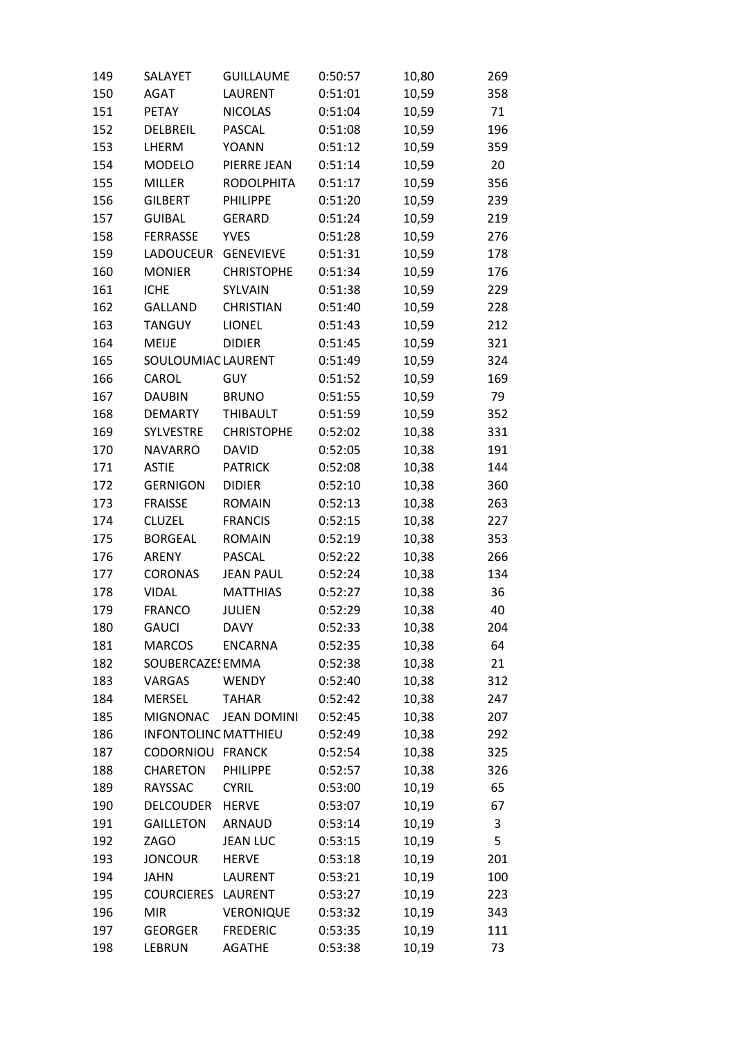| 149 | SALAYET | GUILLAUME | 0:50:57 | 10,80 | 269 |
|---|---|---|---|---|---|
| 150 | AGAT | LAURENT | 0:51:01 | 10,59 | 358 |
| 151 | PETAY | NICOLAS | 0:51:04 | 10,59 | 71 |
| 152 | DELBREIL | PASCAL | 0:51:08 | 10,59 | 196 |
| 153 | LHERM | YOANN | 0:51:12 | 10,59 | 359 |
| 154 | MODELO | PIERRE JEAN | 0:51:14 | 10,59 | 20 |
| 155 | MILLER | RODOLPHITA | 0:51:17 | 10,59 | 356 |
| 156 | GILBERT | PHILIPPE | 0:51:20 | 10,59 | 239 |
| 157 | GUIBAL | GERARD | 0:51:24 | 10,59 | 219 |
| 158 | FERRASSE | YVES | 0:51:28 | 10,59 | 276 |
| 159 | LADOUCEUR | GENEVIEVE | 0:51:31 | 10,59 | 178 |
| 160 | MONIER | CHRISTOPHE | 0:51:34 | 10,59 | 176 |
| 161 | ICHE | SYLVAIN | 0:51:38 | 10,59 | 229 |
| 162 | GALLAND | CHRISTIAN | 0:51:40 | 10,59 | 228 |
| 163 | TANGUY | LIONEL | 0:51:43 | 10,59 | 212 |
| 164 | MEIJE | DIDIER | 0:51:45 | 10,59 | 321 |
| 165 | SOULOUMIAC | LAURENT | 0:51:49 | 10,59 | 324 |
| 166 | CAROL | GUY | 0:51:52 | 10,59 | 169 |
| 167 | DAUBIN | BRUNO | 0:51:55 | 10,59 | 79 |
| 168 | DEMARTY | THIBAULT | 0:51:59 | 10,59 | 352 |
| 169 | SYLVESTRE | CHRISTOPHE | 0:52:02 | 10,38 | 331 |
| 170 | NAVARRO | DAVID | 0:52:05 | 10,38 | 191 |
| 171 | ASTIE | PATRICK | 0:52:08 | 10,38 | 144 |
| 172 | GERNIGON | DIDIER | 0:52:10 | 10,38 | 360 |
| 173 | FRAISSE | ROMAIN | 0:52:13 | 10,38 | 263 |
| 174 | CLUZEL | FRANCIS | 0:52:15 | 10,38 | 227 |
| 175 | BORGEAL | ROMAIN | 0:52:19 | 10,38 | 353 |
| 176 | ARENY | PASCAL | 0:52:22 | 10,38 | 266 |
| 177 | CORONAS | JEAN PAUL | 0:52:24 | 10,38 | 134 |
| 178 | VIDAL | MATTHIAS | 0:52:27 | 10,38 | 36 |
| 179 | FRANCO | JULIEN | 0:52:29 | 10,38 | 40 |
| 180 | GAUCI | DAVY | 0:52:33 | 10,38 | 204 |
| 181 | MARCOS | ENCARNA | 0:52:35 | 10,38 | 64 |
| 182 | SOUBERCAZES | EMMA | 0:52:38 | 10,38 | 21 |
| 183 | VARGAS | WENDY | 0:52:40 | 10,38 | 312 |
| 184 | MERSEL | TAHAR | 0:52:42 | 10,38 | 247 |
| 185 | MIGNONAC | JEAN DOMINI | 0:52:45 | 10,38 | 207 |
| 186 | INFONTOLINO | MATTHIEU | 0:52:49 | 10,38 | 292 |
| 187 | CODORNIOU | FRANCK | 0:52:54 | 10,38 | 325 |
| 188 | CHARETON | PHILIPPE | 0:52:57 | 10,38 | 326 |
| 189 | RAYSSAC | CYRIL | 0:53:00 | 10,19 | 65 |
| 190 | DELCOUDER | HERVE | 0:53:07 | 10,19 | 67 |
| 191 | GAILLETON | ARNAUD | 0:53:14 | 10,19 | 3 |
| 192 | ZAGO | JEAN LUC | 0:53:15 | 10,19 | 5 |
| 193 | JONCOUR | HERVE | 0:53:18 | 10,19 | 201 |
| 194 | JAHN | LAURENT | 0:53:21 | 10,19 | 100 |
| 195 | COURCIERES | LAURENT | 0:53:27 | 10,19 | 223 |
| 196 | MIR | VERONIQUE | 0:53:32 | 10,19 | 343 |
| 197 | GEORGER | FREDERIC | 0:53:35 | 10,19 | 111 |
| 198 | LEBRUN | AGATHE | 0:53:38 | 10,19 | 73 |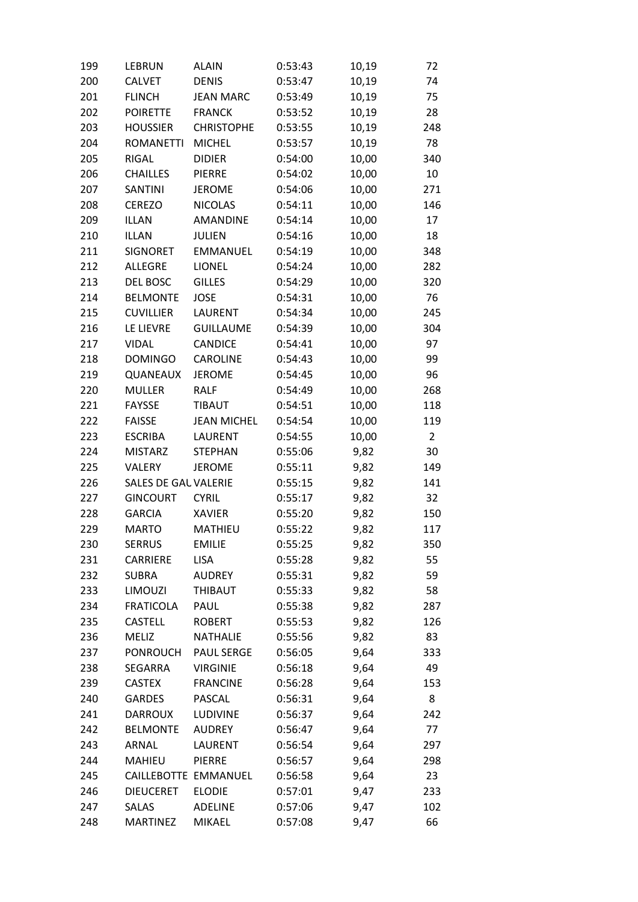| 199 | LEBRUN | ALAIN | 0:53:43 | 10,19 | 72 |
|---|---|---|---|---|---|
| 200 | CALVET | DENIS | 0:53:47 | 10,19 | 74 |
| 201 | FLINCH | JEAN MARC | 0:53:49 | 10,19 | 75 |
| 202 | POIRETTE | FRANCK | 0:53:52 | 10,19 | 28 |
| 203 | HOUSSIER | CHRISTOPHE | 0:53:55 | 10,19 | 248 |
| 204 | ROMANETTI | MICHEL | 0:53:57 | 10,19 | 78 |
| 205 | RIGAL | DIDIER | 0:54:00 | 10,00 | 340 |
| 206 | CHAILLES | PIERRE | 0:54:02 | 10,00 | 10 |
| 207 | SANTINI | JEROME | 0:54:06 | 10,00 | 271 |
| 208 | CEREZO | NICOLAS | 0:54:11 | 10,00 | 146 |
| 209 | ILLAN | AMANDINE | 0:54:14 | 10,00 | 17 |
| 210 | ILLAN | JULIEN | 0:54:16 | 10,00 | 18 |
| 211 | SIGNORET | EMMANUEL | 0:54:19 | 10,00 | 348 |
| 212 | ALLEGRE | LIONEL | 0:54:24 | 10,00 | 282 |
| 213 | DEL BOSC | GILLES | 0:54:29 | 10,00 | 320 |
| 214 | BELMONTE | JOSE | 0:54:31 | 10,00 | 76 |
| 215 | CUVILLIER | LAURENT | 0:54:34 | 10,00 | 245 |
| 216 | LE LIEVRE | GUILLAUME | 0:54:39 | 10,00 | 304 |
| 217 | VIDAL | CANDICE | 0:54:41 | 10,00 | 97 |
| 218 | DOMINGO | CAROLINE | 0:54:43 | 10,00 | 99 |
| 219 | QUANEAUX | JEROME | 0:54:45 | 10,00 | 96 |
| 220 | MULLER | RALF | 0:54:49 | 10,00 | 268 |
| 221 | FAYSSE | TIBAUT | 0:54:51 | 10,00 | 118 |
| 222 | FAISSE | JEAN MICHEL | 0:54:54 | 10,00 | 119 |
| 223 | ESCRIBA | LAURENT | 0:54:55 | 10,00 | 2 |
| 224 | MISTARZ | STEPHAN | 0:55:06 | 9,82 | 30 |
| 225 | VALERY | JEROME | 0:55:11 | 9,82 | 149 |
| 226 | SALES DE GAL | VALERIE | 0:55:15 | 9,82 | 141 |
| 227 | GINCOURT | CYRIL | 0:55:17 | 9,82 | 32 |
| 228 | GARCIA | XAVIER | 0:55:20 | 9,82 | 150 |
| 229 | MARTO | MATHIEU | 0:55:22 | 9,82 | 117 |
| 230 | SERRUS | EMILIE | 0:55:25 | 9,82 | 350 |
| 231 | CARRIERE | LISA | 0:55:28 | 9,82 | 55 |
| 232 | SUBRA | AUDREY | 0:55:31 | 9,82 | 59 |
| 233 | LIMOUZI | THIBAUT | 0:55:33 | 9,82 | 58 |
| 234 | FRATICOLA | PAUL | 0:55:38 | 9,82 | 287 |
| 235 | CASTELL | ROBERT | 0:55:53 | 9,82 | 126 |
| 236 | MELIZ | NATHALIE | 0:55:56 | 9,82 | 83 |
| 237 | PONROUCH | PAUL SERGE | 0:56:05 | 9,64 | 333 |
| 238 | SEGARRA | VIRGINIE | 0:56:18 | 9,64 | 49 |
| 239 | CASTEX | FRANCINE | 0:56:28 | 9,64 | 153 |
| 240 | GARDES | PASCAL | 0:56:31 | 9,64 | 8 |
| 241 | DARROUX | LUDIVINE | 0:56:37 | 9,64 | 242 |
| 242 | BELMONTE | AUDREY | 0:56:47 | 9,64 | 77 |
| 243 | ARNAL | LAURENT | 0:56:54 | 9,64 | 297 |
| 244 | MAHIEU | PIERRE | 0:56:57 | 9,64 | 298 |
| 245 | CAILLEBOTTE | EMMANUEL | 0:56:58 | 9,64 | 23 |
| 246 | DIEUCERET | ELODIE | 0:57:01 | 9,47 | 233 |
| 247 | SALAS | ADELINE | 0:57:06 | 9,47 | 102 |
| 248 | MARTINEZ | MIKAEL | 0:57:08 | 9,47 | 66 |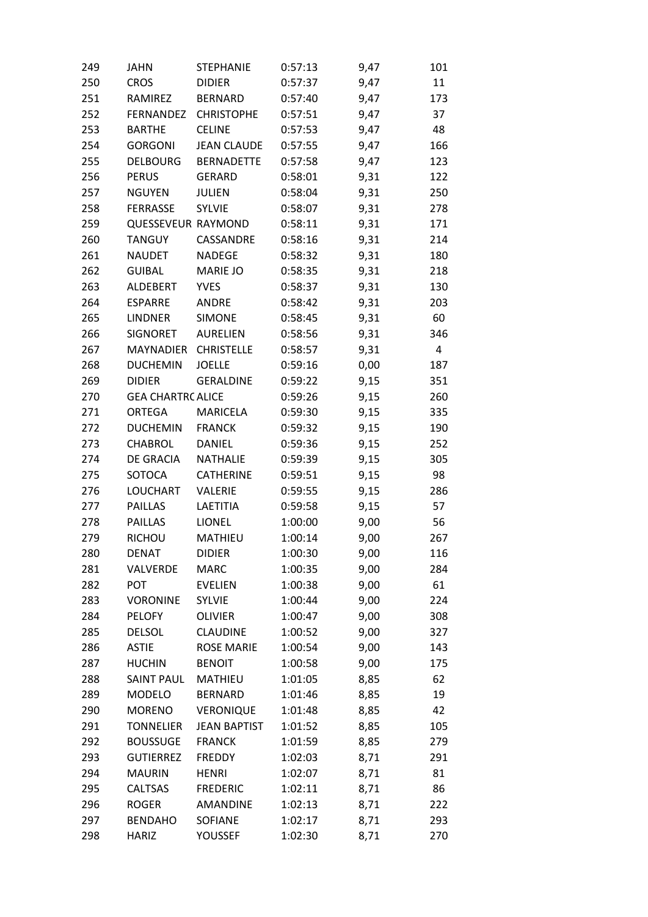| | | | | | |
|---|---|---|---|---|---|
| 249 | JAHN | STEPHANIE | 0:57:13 | 9,47 | 101 |
| 250 | CROS | DIDIER | 0:57:37 | 9,47 | 11 |
| 251 | RAMIREZ | BERNARD | 0:57:40 | 9,47 | 173 |
| 252 | FERNANDEZ | CHRISTOPHE | 0:57:51 | 9,47 | 37 |
| 253 | BARTHE | CELINE | 0:57:53 | 9,47 | 48 |
| 254 | GORGONI | JEAN CLAUDE | 0:57:55 | 9,47 | 166 |
| 255 | DELBOURG | BERNADETTE | 0:57:58 | 9,47 | 123 |
| 256 | PERUS | GERARD | 0:58:01 | 9,31 | 122 |
| 257 | NGUYEN | JULIEN | 0:58:04 | 9,31 | 250 |
| 258 | FERRASSE | SYLVIE | 0:58:07 | 9,31 | 278 |
| 259 | QUESSEVEUR | RAYMOND | 0:58:11 | 9,31 | 171 |
| 260 | TANGUY | CASSANDRE | 0:58:16 | 9,31 | 214 |
| 261 | NAUDET | NADEGE | 0:58:32 | 9,31 | 180 |
| 262 | GUIBAL | MARIE JO | 0:58:35 | 9,31 | 218 |
| 263 | ALDEBERT | YVES | 0:58:37 | 9,31 | 130 |
| 264 | ESPARRE | ANDRE | 0:58:42 | 9,31 | 203 |
| 265 | LINDNER | SIMONE | 0:58:45 | 9,31 | 60 |
| 266 | SIGNORET | AURELIEN | 0:58:56 | 9,31 | 346 |
| 267 | MAYNADIER | CHRISTELLE | 0:58:57 | 9,31 | 4 |
| 268 | DUCHEMIN | JOELLE | 0:59:16 | 0,00 | 187 |
| 269 | DIDIER | GERALDINE | 0:59:22 | 9,15 | 351 |
| 270 | GEA CHARTRC | ALICE | 0:59:26 | 9,15 | 260 |
| 271 | ORTEGA | MARICELA | 0:59:30 | 9,15 | 335 |
| 272 | DUCHEMIN | FRANCK | 0:59:32 | 9,15 | 190 |
| 273 | CHABROL | DANIEL | 0:59:36 | 9,15 | 252 |
| 274 | DE GRACIA | NATHALIE | 0:59:39 | 9,15 | 305 |
| 275 | SOTOCA | CATHERINE | 0:59:51 | 9,15 | 98 |
| 276 | LOUCHART | VALERIE | 0:59:55 | 9,15 | 286 |
| 277 | PAILLAS | LAETITIA | 0:59:58 | 9,15 | 57 |
| 278 | PAILLAS | LIONEL | 1:00:00 | 9,00 | 56 |
| 279 | RICHOU | MATHIEU | 1:00:14 | 9,00 | 267 |
| 280 | DENAT | DIDIER | 1:00:30 | 9,00 | 116 |
| 281 | VALVERDE | MARC | 1:00:35 | 9,00 | 284 |
| 282 | POT | EVELIEN | 1:00:38 | 9,00 | 61 |
| 283 | VORONINE | SYLVIE | 1:00:44 | 9,00 | 224 |
| 284 | PELOFY | OLIVIER | 1:00:47 | 9,00 | 308 |
| 285 | DELSOL | CLAUDINE | 1:00:52 | 9,00 | 327 |
| 286 | ASTIE | ROSE MARIE | 1:00:54 | 9,00 | 143 |
| 287 | HUCHIN | BENOIT | 1:00:58 | 9,00 | 175 |
| 288 | SAINT PAUL | MATHIEU | 1:01:05 | 8,85 | 62 |
| 289 | MODELO | BERNARD | 1:01:46 | 8,85 | 19 |
| 290 | MORENO | VERONIQUE | 1:01:48 | 8,85 | 42 |
| 291 | TONNELIER | JEAN BAPTIST | 1:01:52 | 8,85 | 105 |
| 292 | BOUSSUGE | FRANCK | 1:01:59 | 8,85 | 279 |
| 293 | GUTIERREZ | FREDDY | 1:02:03 | 8,71 | 291 |
| 294 | MAURIN | HENRI | 1:02:07 | 8,71 | 81 |
| 295 | CALTSAS | FREDERIC | 1:02:11 | 8,71 | 86 |
| 296 | ROGER | AMANDINE | 1:02:13 | 8,71 | 222 |
| 297 | BENDAHO | SOFIANE | 1:02:17 | 8,71 | 293 |
| 298 | HARIZ | YOUSSEF | 1:02:30 | 8,71 | 270 |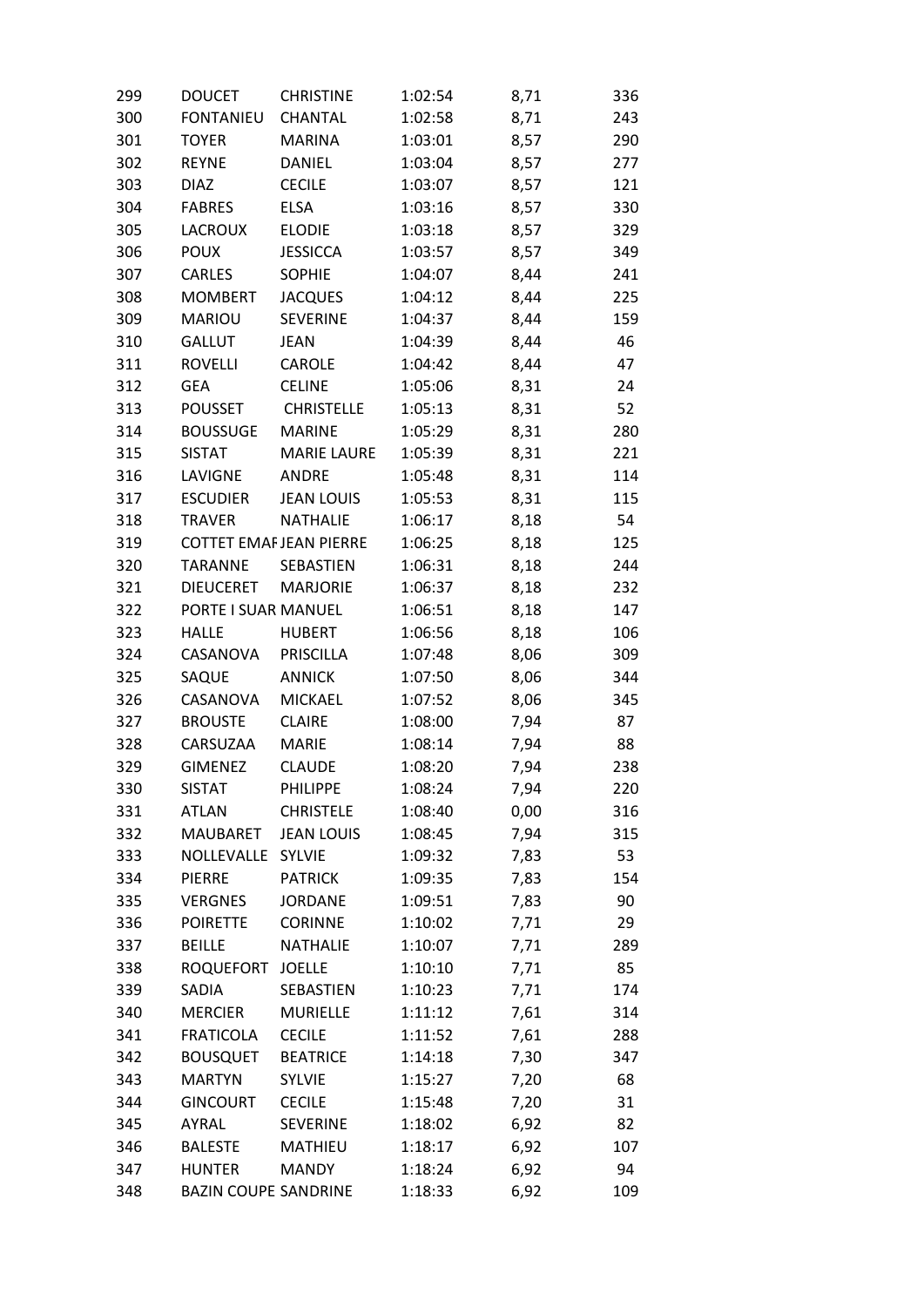| | | | | | |
|---|---|---|---|---|---|
| 299 | DOUCET | CHRISTINE | 1:02:54 | 8,71 | 336 |
| 300 | FONTANIEU | CHANTAL | 1:02:58 | 8,71 | 243 |
| 301 | TOYER | MARINA | 1:03:01 | 8,57 | 290 |
| 302 | REYNE | DANIEL | 1:03:04 | 8,57 | 277 |
| 303 | DIAZ | CECILE | 1:03:07 | 8,57 | 121 |
| 304 | FABRES | ELSA | 1:03:16 | 8,57 | 330 |
| 305 | LACROUX | ELODIE | 1:03:18 | 8,57 | 329 |
| 306 | POUX | JESSICCA | 1:03:57 | 8,57 | 349 |
| 307 | CARLES | SOPHIE | 1:04:07 | 8,44 | 241 |
| 308 | MOMBERT | JACQUES | 1:04:12 | 8,44 | 225 |
| 309 | MARIOU | SEVERINE | 1:04:37 | 8,44 | 159 |
| 310 | GALLUT | JEAN | 1:04:39 | 8,44 | 46 |
| 311 | ROVELLI | CAROLE | 1:04:42 | 8,44 | 47 |
| 312 | GEA | CELINE | 1:05:06 | 8,31 | 24 |
| 313 | POUSSET | CHRISTELLE | 1:05:13 | 8,31 | 52 |
| 314 | BOUSSUGE | MARINE | 1:05:29 | 8,31 | 280 |
| 315 | SISTAT | MARIE LAURE | 1:05:39 | 8,31 | 221 |
| 316 | LAVIGNE | ANDRE | 1:05:48 | 8,31 | 114 |
| 317 | ESCUDIER | JEAN LOUIS | 1:05:53 | 8,31 | 115 |
| 318 | TRAVER | NATHALIE | 1:06:17 | 8,18 | 54 |
| 319 | COTTET EMAF | JEAN PIERRE | 1:06:25 | 8,18 | 125 |
| 320 | TARANNE | SEBASTIEN | 1:06:31 | 8,18 | 244 |
| 321 | DIEUCERET | MARJORIE | 1:06:37 | 8,18 | 232 |
| 322 | PORTE I SUAR | MANUEL | 1:06:51 | 8,18 | 147 |
| 323 | HALLE | HUBERT | 1:06:56 | 8,18 | 106 |
| 324 | CASANOVA | PRISCILLA | 1:07:48 | 8,06 | 309 |
| 325 | SAQUE | ANNICK | 1:07:50 | 8,06 | 344 |
| 326 | CASANOVA | MICKAEL | 1:07:52 | 8,06 | 345 |
| 327 | BROUSTE | CLAIRE | 1:08:00 | 7,94 | 87 |
| 328 | CARSUZAA | MARIE | 1:08:14 | 7,94 | 88 |
| 329 | GIMENEZ | CLAUDE | 1:08:20 | 7,94 | 238 |
| 330 | SISTAT | PHILIPPE | 1:08:24 | 7,94 | 220 |
| 331 | ATLAN | CHRISTELE | 1:08:40 | 0,00 | 316 |
| 332 | MAUBARET | JEAN LOUIS | 1:08:45 | 7,94 | 315 |
| 333 | NOLLEVALLE | SYLVIE | 1:09:32 | 7,83 | 53 |
| 334 | PIERRE | PATRICK | 1:09:35 | 7,83 | 154 |
| 335 | VERGNES | JORDANE | 1:09:51 | 7,83 | 90 |
| 336 | POIRETTE | CORINNE | 1:10:02 | 7,71 | 29 |
| 337 | BEILLE | NATHALIE | 1:10:07 | 7,71 | 289 |
| 338 | ROQUEFORT | JOELLE | 1:10:10 | 7,71 | 85 |
| 339 | SADIA | SEBASTIEN | 1:10:23 | 7,71 | 174 |
| 340 | MERCIER | MURIELLE | 1:11:12 | 7,61 | 314 |
| 341 | FRATICOLA | CECILE | 1:11:52 | 7,61 | 288 |
| 342 | BOUSQUET | BEATRICE | 1:14:18 | 7,30 | 347 |
| 343 | MARTYN | SYLVIE | 1:15:27 | 7,20 | 68 |
| 344 | GINCOURT | CECILE | 1:15:48 | 7,20 | 31 |
| 345 | AYRAL | SEVERINE | 1:18:02 | 6,92 | 82 |
| 346 | BALESTE | MATHIEU | 1:18:17 | 6,92 | 107 |
| 347 | HUNTER | MANDY | 1:18:24 | 6,92 | 94 |
| 348 | BAZIN COUPE | SANDRINE | 1:18:33 | 6,92 | 109 |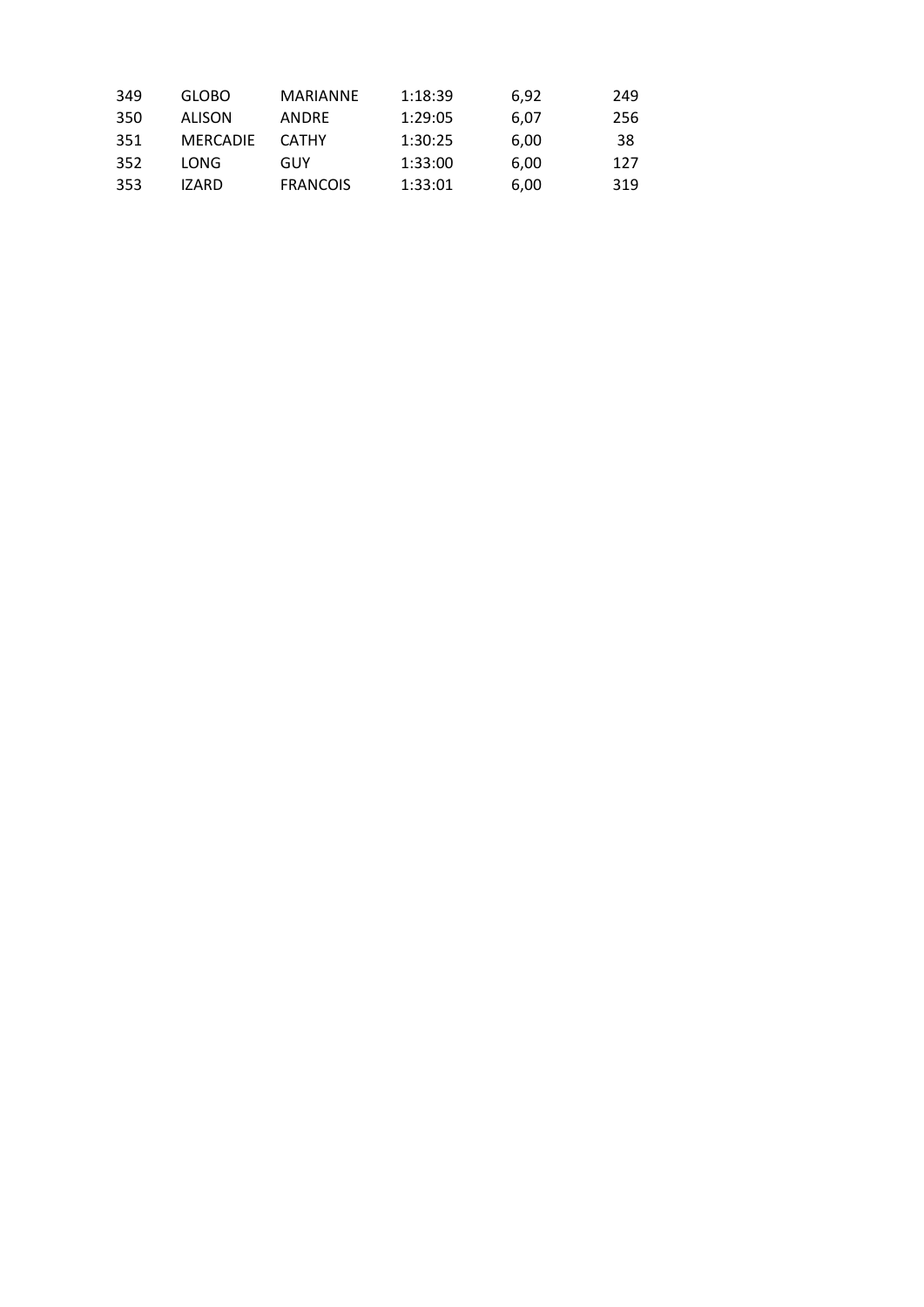| | | | | | |
|---|---|---|---|---|---|
| 349 | GLOBO | MARIANNE | 1:18:39 | 6,92 | 249 |
| 350 | ALISON | ANDRE | 1:29:05 | 6,07 | 256 |
| 351 | MERCADIE | CATHY | 1:30:25 | 6,00 | 38 |
| 352 | LONG | GUY | 1:33:00 | 6,00 | 127 |
| 353 | IZARD | FRANCOIS | 1:33:01 | 6,00 | 319 |